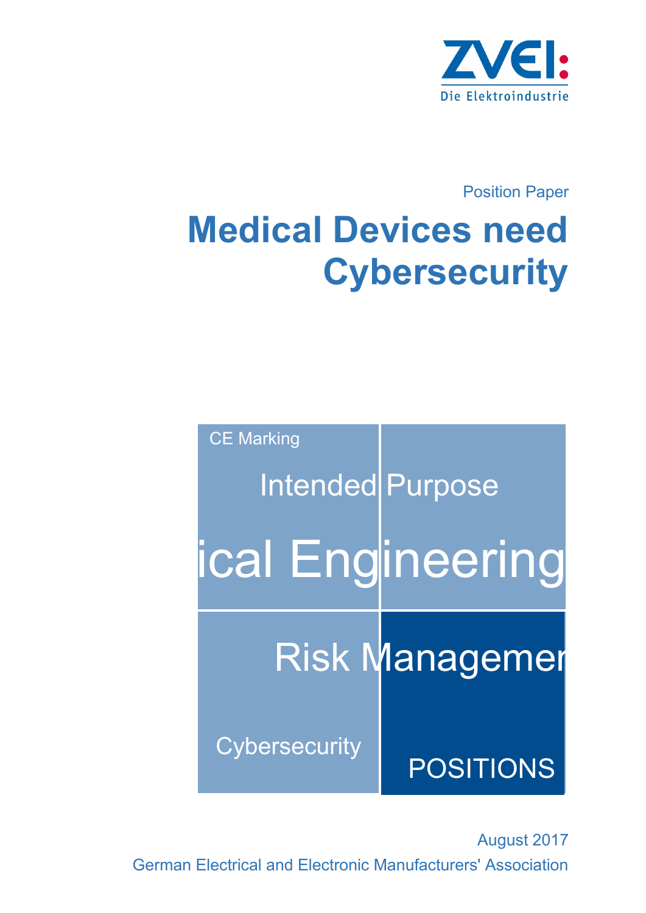ZVEI: Die Elektroindustrie

Position Paper

# Medical Devices need Cybersecurity

CE Marking

Intended Purpose

ical Engineering

Risk Managemen

Cybersecurity

POSITIONS

August 2017

German Electrical and Electronic Manufacturers' Association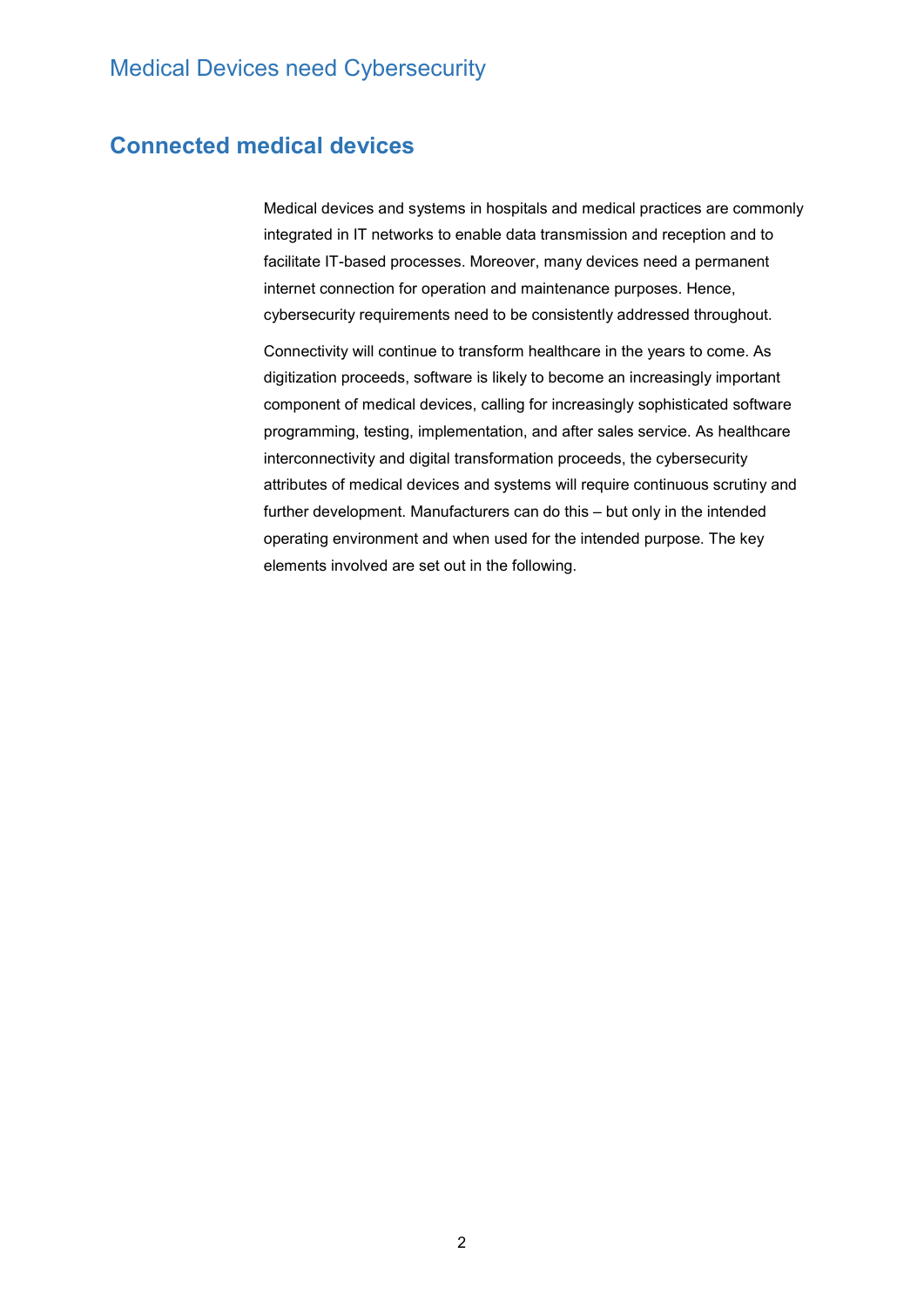## Connected medical devices

Medical devices and systems in hospitals and medical practices are commonly integrated in IT networks to enable data transmission and reception and to facilitate IT-based processes. Moreover, many devices need a permanent internet connection for operation and maintenance purposes. Hence, cybersecurity requirements need to be consistently addressed throughout.

Connectivity will continue to transform healthcare in the years to come. As digitization proceeds, software is likely to become an increasingly important component of medical devices, calling for increasingly sophisticated software programming, testing, implementation, and after sales service. As healthcare interconnectivity and digital transformation proceeds, the cybersecurity attributes of medical devices and systems will require continuous scrutiny and further development. Manufacturers can do this – but only in the intended operating environment and when used for the intended purpose. The key elements involved are set out in the following.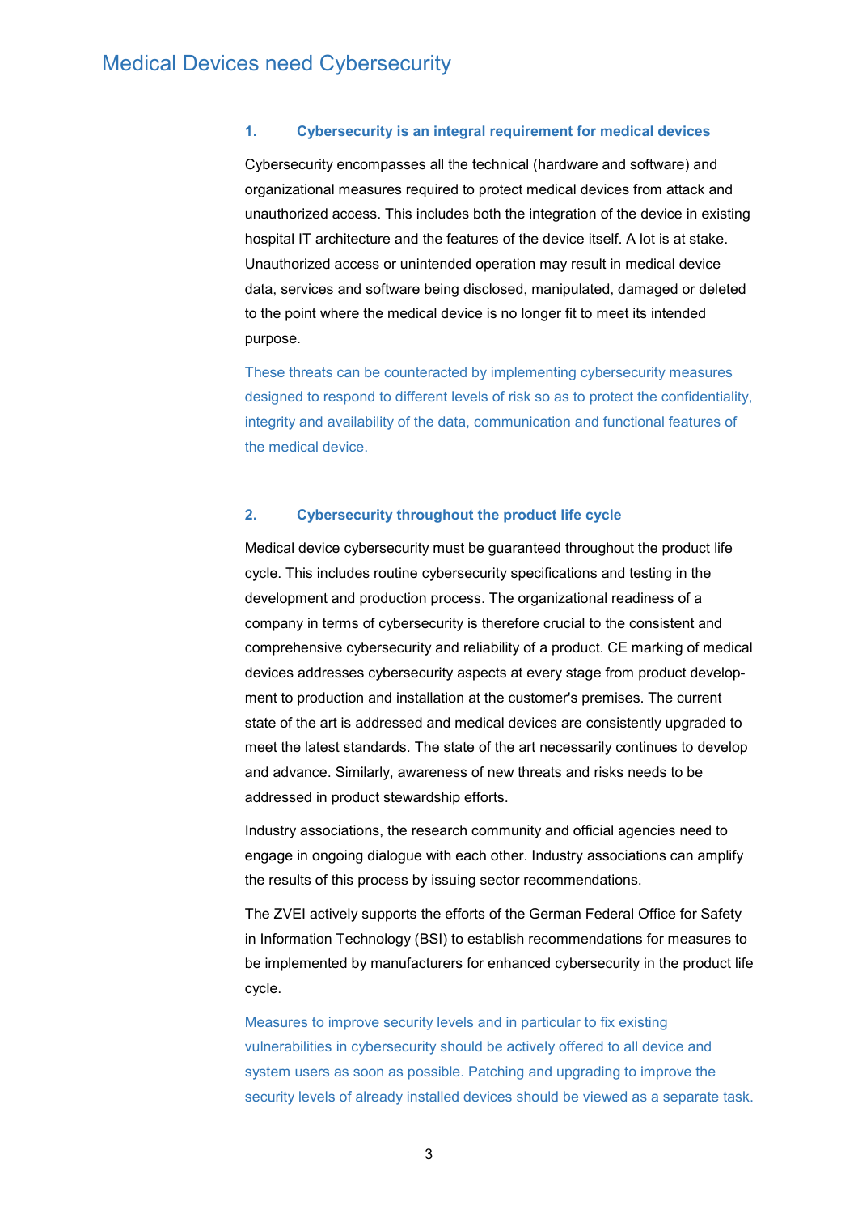# Medical Devices need Cybersecurity

## 1. Cybersecurity is an integral requirement for medical devices

Cybersecurity encompasses all the technical (hardware and software) and organizational measures required to protect medical devices from attack and unauthorized access. This includes both the integration of the device in existing hospital IT architecture and the features of the device itself. A lot is at stake. Unauthorized access or unintended operation may result in medical device data, services and software being disclosed, manipulated, damaged or deleted to the point where the medical device is no longer fit to meet its intended purpose.

These threats can be counteracted by implementing cybersecurity measures designed to respond to different levels of risk so as to protect the confidentiality, integrity and availability of the data, communication and functional features of the medical device.

## 2. Cybersecurity throughout the product life cycle

Medical device cybersecurity must be guaranteed throughout the product life cycle. This includes routine cybersecurity specifications and testing in the development and production process. The organizational readiness of a company in terms of cybersecurity is therefore crucial to the consistent and comprehensive cybersecurity and reliability of a product. CE marking of medical devices addresses cybersecurity aspects at every stage from product development to production and installation at the customer's premises. The current state of the art is addressed and medical devices are consistently upgraded to meet the latest standards. The state of the art necessarily continues to develop and advance. Similarly, awareness of new threats and risks needs to be addressed in product stewardship efforts.

Industry associations, the research community and official agencies need to engage in ongoing dialogue with each other. Industry associations can amplify the results of this process by issuing sector recommendations.

The ZVEI actively supports the efforts of the German Federal Office for Safety in Information Technology (BSI) to establish recommendations for measures to be implemented by manufacturers for enhanced cybersecurity in the product life cycle.

Measures to improve security levels and in particular to fix existing vulnerabilities in cybersecurity should be actively offered to all device and system users as soon as possible. Patching and upgrading to improve the security levels of already installed devices should be viewed as a separate task.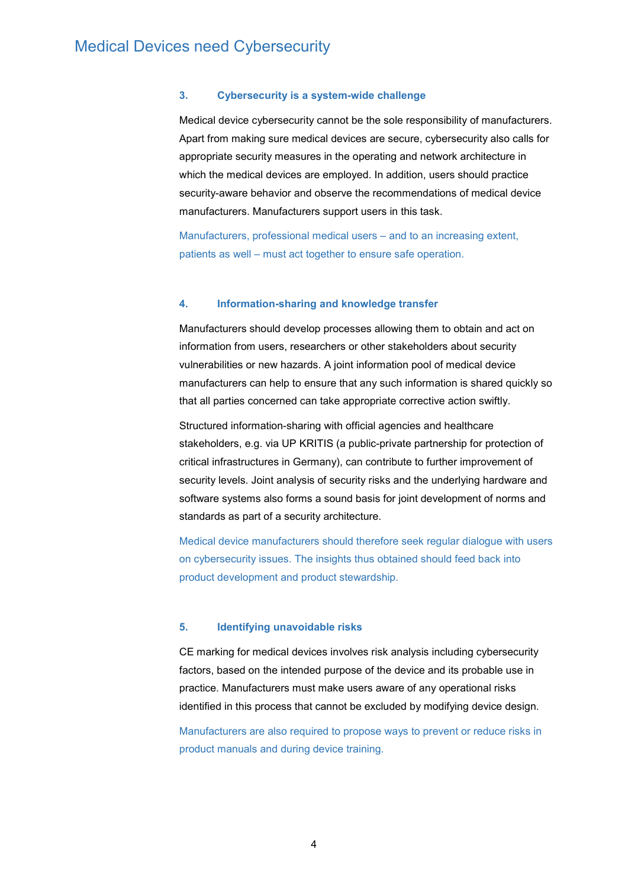### 3. Cybersecurity is a system-wide challenge

Medical device cybersecurity cannot be the sole responsibility of manufacturers. Apart from making sure medical devices are secure, cybersecurity also calls for appropriate security measures in the operating and network architecture in which the medical devices are employed. In addition, users should practice security-aware behavior and observe the recommendations of medical device manufacturers. Manufacturers support users in this task.

Manufacturers, professional medical users – and to an increasing extent, patients as well – must act together to ensure safe operation.

### 4. Information-sharing and knowledge transfer

Manufacturers should develop processes allowing them to obtain and act on information from users, researchers or other stakeholders about security vulnerabilities or new hazards. A joint information pool of medical device manufacturers can help to ensure that any such information is shared quickly so that all parties concerned can take appropriate corrective action swiftly.

Structured information-sharing with official agencies and healthcare stakeholders, e.g. via UP KRITIS (a public-private partnership for protection of critical infrastructures in Germany), can contribute to further improvement of security levels. Joint analysis of security risks and the underlying hardware and software systems also forms a sound basis for joint development of norms and standards as part of a security architecture.

Medical device manufacturers should therefore seek regular dialogue with users on cybersecurity issues. The insights thus obtained should feed back into product development and product stewardship.

### 5. Identifying unavoidable risks

CE marking for medical devices involves risk analysis including cybersecurity factors, based on the intended purpose of the device and its probable use in practice. Manufacturers must make users aware of any operational risks identified in this process that cannot be excluded by modifying device design.

Manufacturers are also required to propose ways to prevent or reduce risks in product manuals and during device training.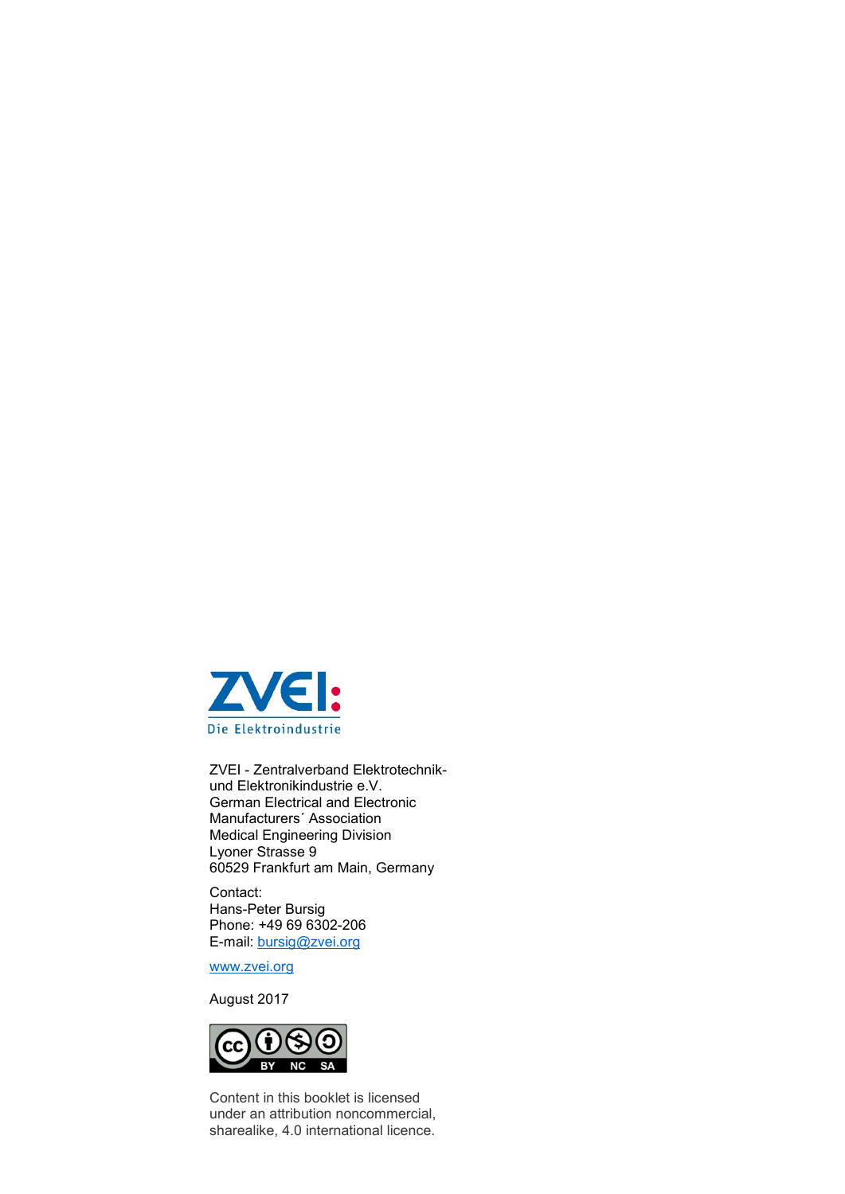ZVEI
Die Elektroindustrie

ZVEI - Zentralverband Elektrotechnik- und Elektronikindustrie e.V.
German Electrical and Electronic Manufacturers´ Association
Medical Engineering Division
Lyoner Strasse 9
60529 Frankfurt am Main, Germany

Contact:
Hans-Peter Bursig
Phone: +49 69 6302-206
E-mail: bursig@zvei.org

www.zvei.org

August 2017

cc BY NC SA

Content in this booklet is licensed under an attribution noncommercial, sharealike, 4.0 international licence.